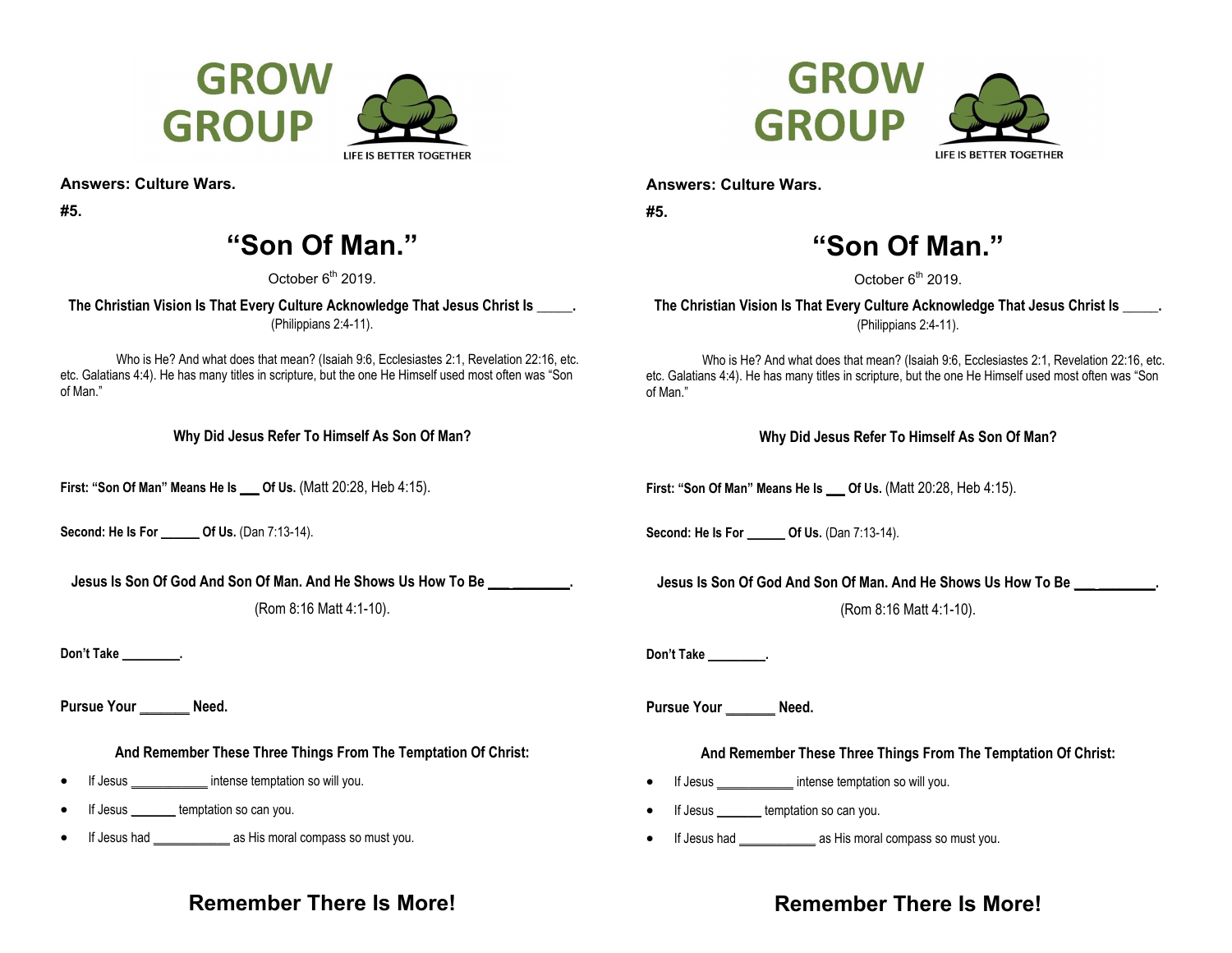# GROW GROUP

LIFE IS BETTER TOGETHER

**Answers: Culture Wars.**

**#5.**

## "Son Of Man."

October 6th 2019.

**The Christian Vision Is That Every Culture Acknowledge That Jesus Christ Is _____.**
(Philippians 2:4-11).

Who is He? And what does that mean? (Isaiah 9:6, Ecclesiastes 2:1, Revelation 22:16, etc. etc. Galatians 4:4). He has many titles in scripture, but the one He Himself used most often was "Son of Man."

**Why Did Jesus Refer To Himself As Son Of Man?**

**First: "Son Of Man" Means He Is ___ Of Us.** (Matt 20:28, Heb 4:15).

**Second: He Is For ______ Of Us.** (Dan 7:13-14).

**Jesus Is Son Of God And Son Of Man. And He Shows Us How To Be ___ ________.**
(Rom 8:16 Matt 4:1-10).

**Don't Take ________.**

**Pursue Your _______ Need.**

**And Remember These Three Things From The Temptation Of Christ:**

- If Jesus ___________ intense temptation so will you.
- If Jesus _______ temptation so can you.
- If Jesus had ___________ as His moral compass so must you.

**Remember There Is More!**

# GROW GROUP

LIFE IS BETTER TOGETHER

**Answers: Culture Wars.**

**#5.**

## "Son Of Man."

October 6th 2019.

**The Christian Vision Is That Every Culture Acknowledge That Jesus Christ Is _____.**
(Philippians 2:4-11).

Who is He? And what does that mean? (Isaiah 9:6, Ecclesiastes 2:1, Revelation 22:16, etc. etc. Galatians 4:4). He has many titles in scripture, but the one He Himself used most often was "Son of Man."

**Why Did Jesus Refer To Himself As Son Of Man?**

**First: "Son Of Man" Means He Is ___ Of Us.** (Matt 20:28, Heb 4:15).

**Second: He Is For ______ Of Us.** (Dan 7:13-14).

**Jesus Is Son Of God And Son Of Man. And He Shows Us How To Be ___ ________.**
(Rom 8:16 Matt 4:1-10).

**Don't Take ________.**

**Pursue Your _______ Need.**

**And Remember These Three Things From The Temptation Of Christ:**

- If Jesus ___________ intense temptation so will you.
- If Jesus _______ temptation so can you.
- If Jesus had ___________ as His moral compass so must you.

**Remember There Is More!**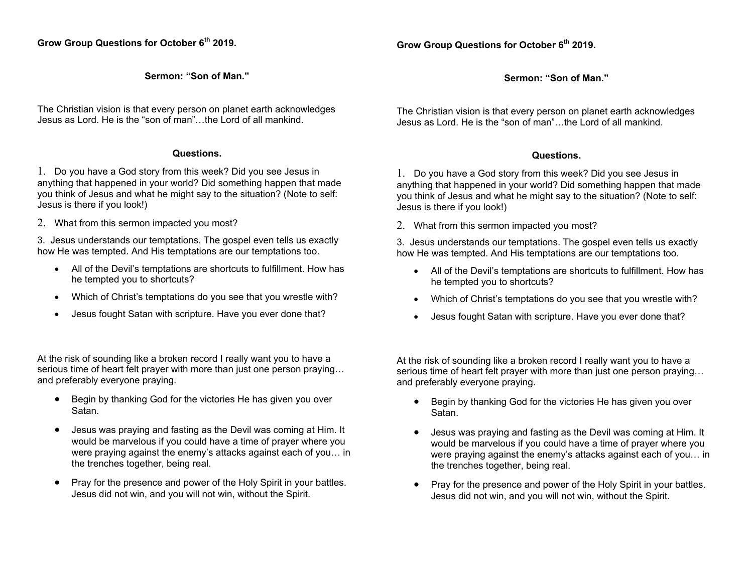**Grow Group Questions for October 6th 2019.**

**Sermon: "Son of Man."**

The Christian vision is that every person on planet earth acknowledges Jesus as Lord. He is the "son of man"…the Lord of all mankind.

**Questions.**

1. Do you have a God story from this week? Did you see Jesus in anything that happened in your world? Did something happen that made you think of Jesus and what he might say to the situation? (Note to self: Jesus is there if you look!)

2. What from this sermon impacted you most?

3. Jesus understands our temptations. The gospel even tells us exactly how He was tempted. And His temptations are our temptations too.

- All of the Devil's temptations are shortcuts to fulfillment. How has he tempted you to shortcuts?
- Which of Christ's temptations do you see that you wrestle with?
- Jesus fought Satan with scripture. Have you ever done that?

At the risk of sounding like a broken record I really want you to have a serious time of heart felt prayer with more than just one person praying… and preferably everyone praying.

- Begin by thanking God for the victories He has given you over Satan.
- Jesus was praying and fasting as the Devil was coming at Him. It would be marvelous if you could have a time of prayer where you were praying against the enemy's attacks against each of you… in the trenches together, being real.
- Pray for the presence and power of the Holy Spirit in your battles. Jesus did not win, and you will not win, without the Spirit.

**Grow Group Questions for October 6th 2019.**

**Sermon: "Son of Man."**

The Christian vision is that every person on planet earth acknowledges Jesus as Lord. He is the "son of man"…the Lord of all mankind.

**Questions.**

1. Do you have a God story from this week? Did you see Jesus in anything that happened in your world? Did something happen that made you think of Jesus and what he might say to the situation? (Note to self: Jesus is there if you look!)

2. What from this sermon impacted you most?

3. Jesus understands our temptations. The gospel even tells us exactly how He was tempted. And His temptations are our temptations too.

- All of the Devil's temptations are shortcuts to fulfillment. How has he tempted you to shortcuts?
- Which of Christ's temptations do you see that you wrestle with?
- Jesus fought Satan with scripture. Have you ever done that?

At the risk of sounding like a broken record I really want you to have a serious time of heart felt prayer with more than just one person praying… and preferably everyone praying.

- Begin by thanking God for the victories He has given you over Satan.
- Jesus was praying and fasting as the Devil was coming at Him. It would be marvelous if you could have a time of prayer where you were praying against the enemy's attacks against each of you… in the trenches together, being real.
- Pray for the presence and power of the Holy Spirit in your battles. Jesus did not win, and you will not win, without the Spirit.